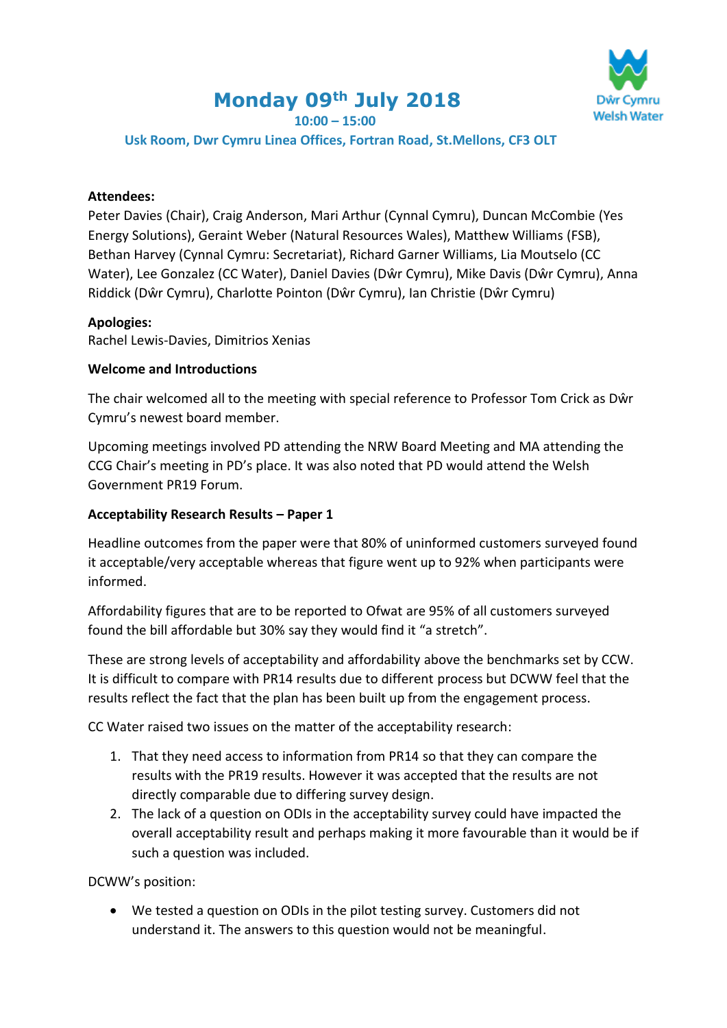# Monday 09th July 2018

**10:00 – 15:00**

**Usk Room, Dwr Cymru Linea Offices, Fortran Road, St.Mellons, CF3 OLT**

**Attendees:**

Peter Davies (Chair), Craig Anderson, Mari Arthur (Cynnal Cymru), Duncan McCombie (Yes Energy Solutions), Geraint Weber (Natural Resources Wales), Matthew Williams (FSB), Bethan Harvey (Cynnal Cymru: Secretariat), Richard Garner Williams, Lia Moutselo (CC Water), Lee Gonzalez (CC Water), Daniel Davies (Dŵr Cymru), Mike Davis (Dŵr Cymru), Anna Riddick (Dŵr Cymru), Charlotte Pointon (Dŵr Cymru), Ian Christie (Dŵr Cymru)

**Apologies:**

Rachel Lewis-Davies, Dimitrios Xenias

**Welcome and Introductions**

The chair welcomed all to the meeting with special reference to Professor Tom Crick as Dŵr Cymru's newest board member.

Upcoming meetings involved PD attending the NRW Board Meeting and MA attending the CCG Chair's meeting in PD's place. It was also noted that PD would attend the Welsh Government PR19 Forum.

**Acceptability Research Results – Paper 1**

Headline outcomes from the paper were that 80% of uninformed customers surveyed found it acceptable/very acceptable whereas that figure went up to 92% when participants were informed.

Affordability figures that are to be reported to Ofwat are 95% of all customers surveyed found the bill affordable but 30% say they would find it "a stretch".

These are strong levels of acceptability and affordability above the benchmarks set by CCW. It is difficult to compare with PR14 results due to different process but DCWW feel that the results reflect the fact that the plan has been built up from the engagement process.

CC Water raised two issues on the matter of the acceptability research:

1. That they need access to information from PR14 so that they can compare the results with the PR19 results. However it was accepted that the results are not directly comparable due to differing survey design.
2. The lack of a question on ODIs in the acceptability survey could have impacted the overall acceptability result and perhaps making it more favourable than it would be if such a question was included.

DCWW's position:

- We tested a question on ODIs in the pilot testing survey. Customers did not understand it. The answers to this question would not be meaningful.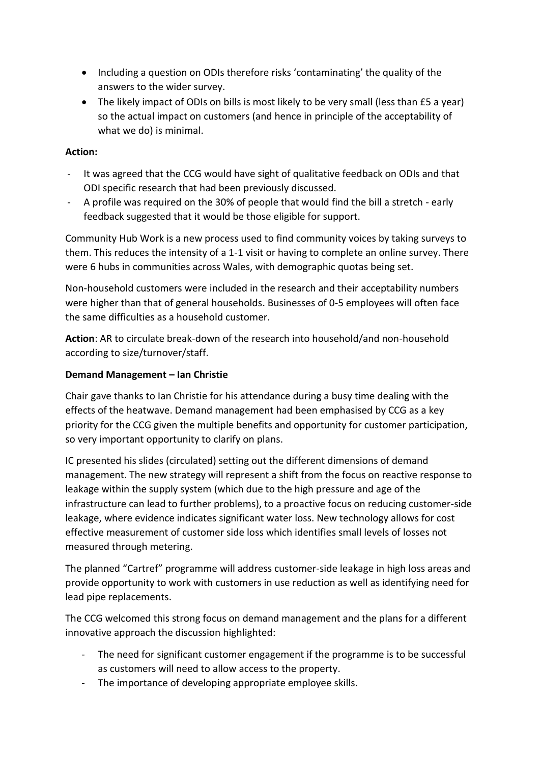- Including a question on ODIs therefore risks 'contaminating' the quality of the answers to the wider survey.
- The likely impact of ODIs on bills is most likely to be very small (less than £5 a year) so the actual impact on customers (and hence in principle of the acceptability of what we do) is minimal.

**Action:**

- It was agreed that the CCG would have sight of qualitative feedback on ODIs and that ODI specific research that had been previously discussed.
- A profile was required on the 30% of people that would find the bill a stretch - early feedback suggested that it would be those eligible for support.

Community Hub Work is a new process used to find community voices by taking surveys to them. This reduces the intensity of a 1-1 visit or having to complete an online survey. There were 6 hubs in communities across Wales, with demographic quotas being set.

Non-household customers were included in the research and their acceptability numbers were higher than that of general households. Businesses of 0-5 employees will often face the same difficulties as a household customer.

**Action**: AR to circulate break-down of the research into household/and non-household according to size/turnover/staff.

**Demand Management – Ian Christie**

Chair gave thanks to Ian Christie for his attendance during a busy time dealing with the effects of the heatwave. Demand management had been emphasised by CCG as a key priority for the CCG given the multiple benefits and opportunity for customer participation, so very important opportunity to clarify on plans.

IC presented his slides (circulated) setting out the different dimensions of demand management. The new strategy will represent a shift from the focus on reactive response to leakage within the supply system (which due to the high pressure and age of the infrastructure can lead to further problems), to a proactive focus on reducing customer-side leakage, where evidence indicates significant water loss. New technology allows for cost effective measurement of customer side loss which identifies small levels of losses not measured through metering.

The planned "Cartref" programme will address customer-side leakage in high loss areas and provide opportunity to work with customers in use reduction as well as identifying need for lead pipe replacements.

The CCG welcomed this strong focus on demand management and the plans for a different innovative approach the discussion highlighted:

- The need for significant customer engagement if the programme is to be successful as customers will need to allow access to the property.
- The importance of developing appropriate employee skills.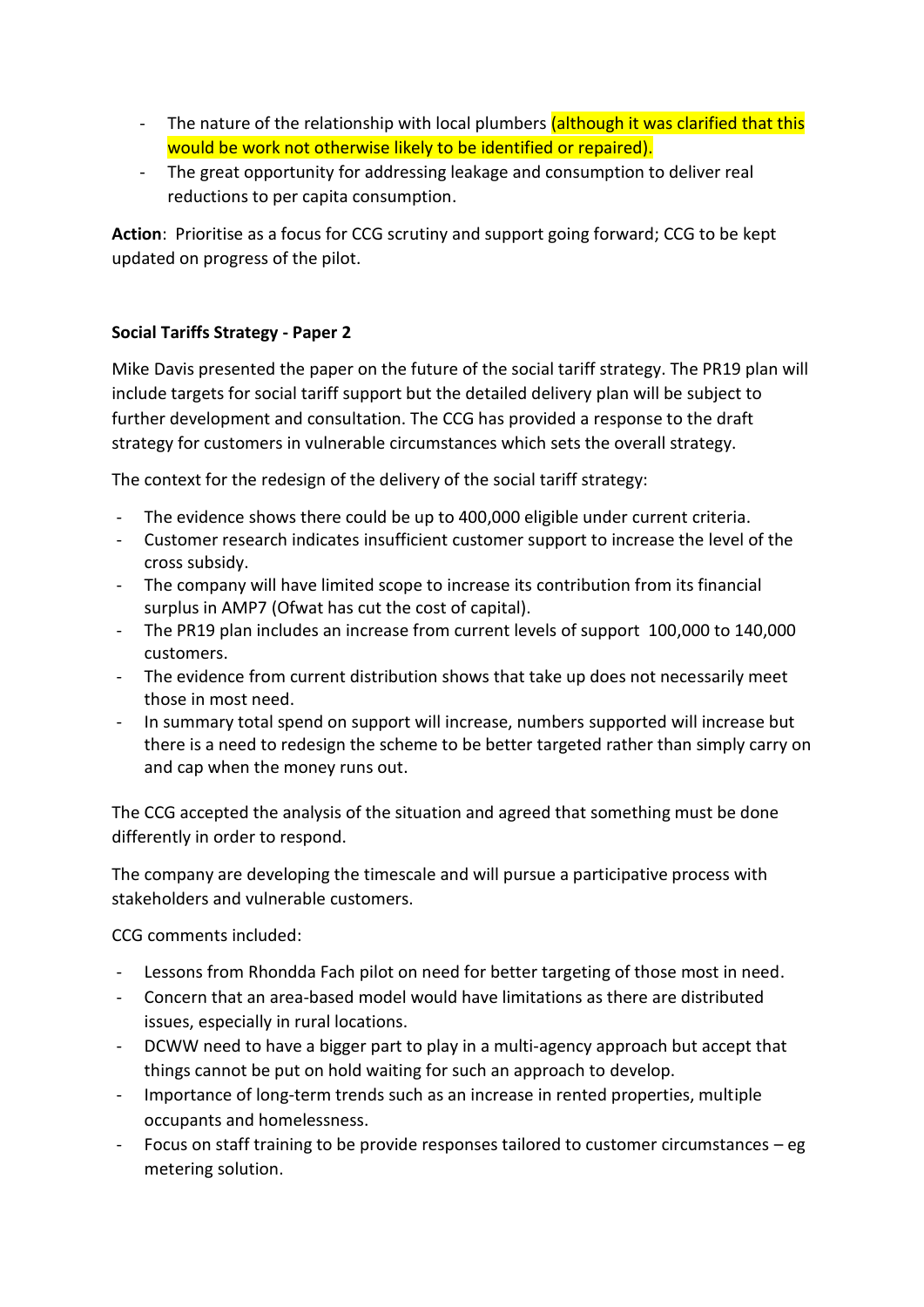- The nature of the relationship with local plumbers (although it was clarified that this would be work not otherwise likely to be identified or repaired).
- The great opportunity for addressing leakage and consumption to deliver real reductions to per capita consumption.

**Action**: Prioritise as a focus for CCG scrutiny and support going forward; CCG to be kept updated on progress of the pilot.

**Social Tariffs Strategy - Paper 2**

Mike Davis presented the paper on the future of the social tariff strategy. The PR19 plan will include targets for social tariff support but the detailed delivery plan will be subject to further development and consultation. The CCG has provided a response to the draft strategy for customers in vulnerable circumstances which sets the overall strategy.

The context for the redesign of the delivery of the social tariff strategy:

- The evidence shows there could be up to 400,000 eligible under current criteria.
- Customer research indicates insufficient customer support to increase the level of the cross subsidy.
- The company will have limited scope to increase its contribution from its financial surplus in AMP7 (Ofwat has cut the cost of capital).
- The PR19 plan includes an increase from current levels of support 100,000 to 140,000 customers.
- The evidence from current distribution shows that take up does not necessarily meet those in most need.
- In summary total spend on support will increase, numbers supported will increase but there is a need to redesign the scheme to be better targeted rather than simply carry on and cap when the money runs out.

The CCG accepted the analysis of the situation and agreed that something must be done differently in order to respond.

The company are developing the timescale and will pursue a participative process with stakeholders and vulnerable customers.

CCG comments included:

- Lessons from Rhondda Fach pilot on need for better targeting of those most in need.
- Concern that an area-based model would have limitations as there are distributed issues, especially in rural locations.
- DCWW need to have a bigger part to play in a multi-agency approach but accept that things cannot be put on hold waiting for such an approach to develop.
- Importance of long-term trends such as an increase in rented properties, multiple occupants and homelessness.
- Focus on staff training to be provide responses tailored to customer circumstances – eg metering solution.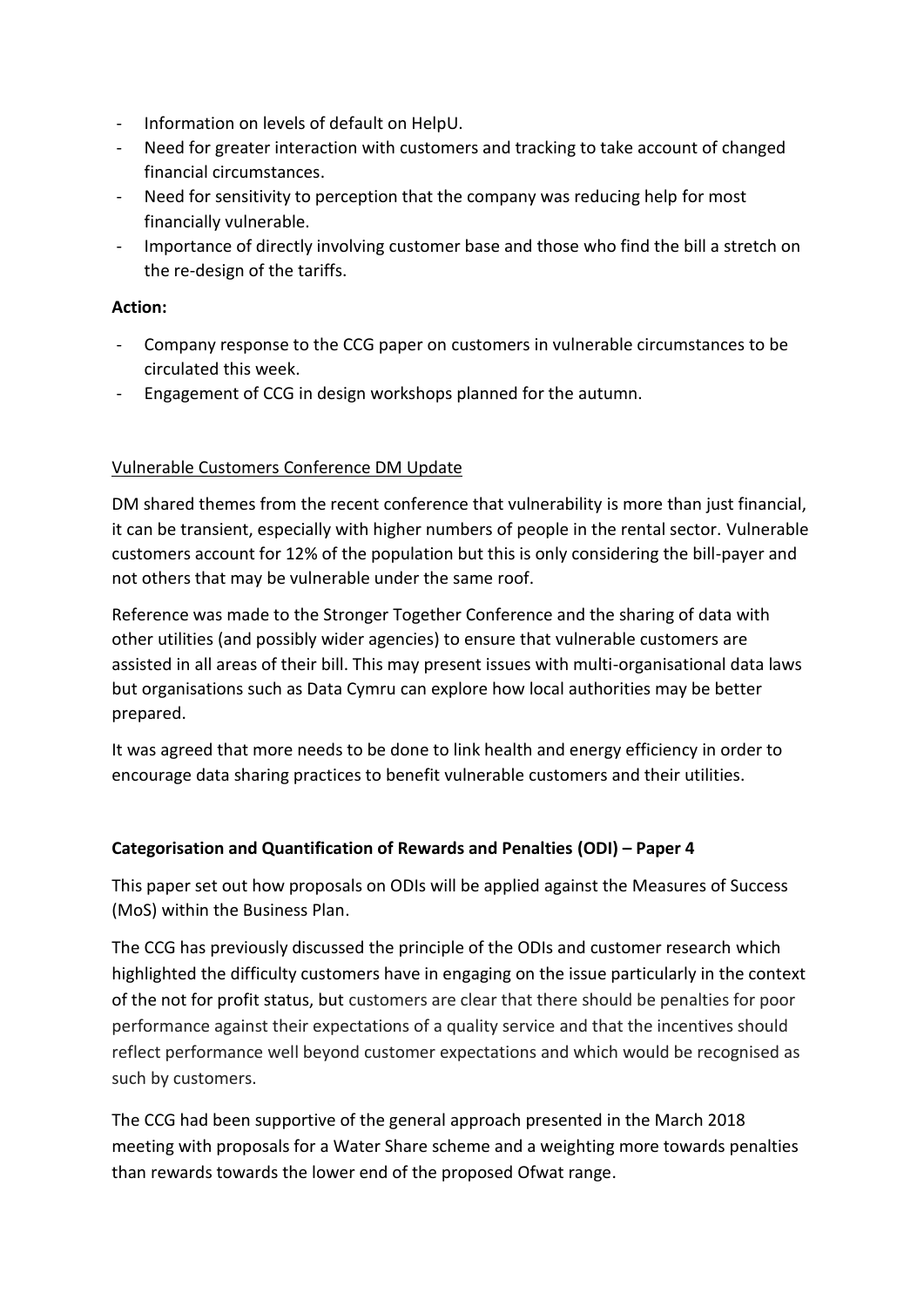- Information on levels of default on HelpU.
- Need for greater interaction with customers and tracking to take account of changed financial circumstances.
- Need for sensitivity to perception that the company was reducing help for most financially vulnerable.
- Importance of directly involving customer base and those who find the bill a stretch on the re-design of the tariffs.

**Action:**

- Company response to the CCG paper on customers in vulnerable circumstances to be circulated this week.
- Engagement of CCG in design workshops planned for the autumn.

<u>Vulnerable Customers Conference DM Update</u>

DM shared themes from the recent conference that vulnerability is more than just financial, it can be transient, especially with higher numbers of people in the rental sector. Vulnerable customers account for 12% of the population but this is only considering the bill-payer and not others that may be vulnerable under the same roof.

Reference was made to the Stronger Together Conference and the sharing of data with other utilities (and possibly wider agencies) to ensure that vulnerable customers are assisted in all areas of their bill. This may present issues with multi-organisational data laws but organisations such as Data Cymru can explore how local authorities may be better prepared.

It was agreed that more needs to be done to link health and energy efficiency in order to encourage data sharing practices to benefit vulnerable customers and their utilities.

**Categorisation and Quantification of Rewards and Penalties (ODI) – Paper 4**

This paper set out how proposals on ODIs will be applied against the Measures of Success (MoS) within the Business Plan.

The CCG has previously discussed the principle of the ODIs and customer research which highlighted the difficulty customers have in engaging on the issue particularly in the context of the not for profit status, but customers are clear that there should be penalties for poor performance against their expectations of a quality service and that the incentives should reflect performance well beyond customer expectations and which would be recognised as such by customers.

The CCG had been supportive of the general approach presented in the March 2018 meeting with proposals for a Water Share scheme and a weighting more towards penalties than rewards towards the lower end of the proposed Ofwat range.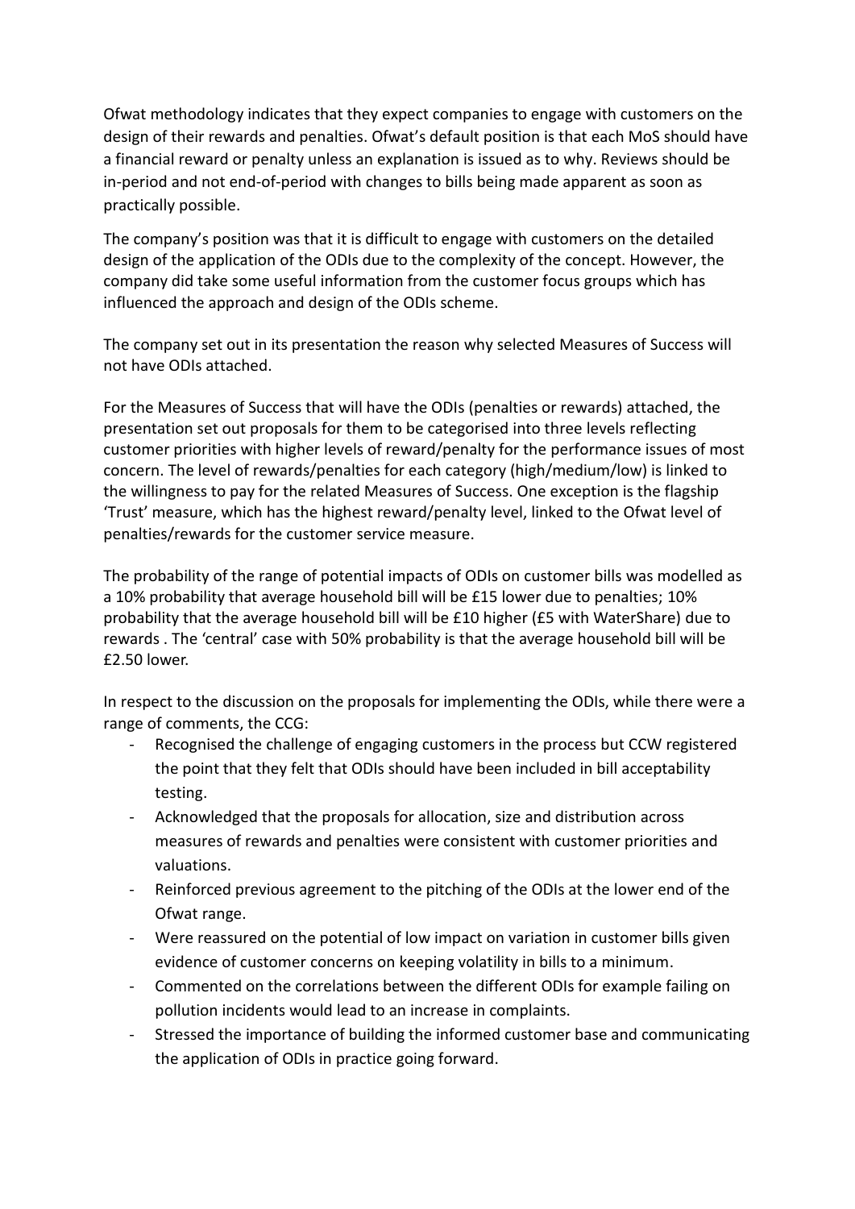Ofwat methodology indicates that they expect companies to engage with customers on the design of their rewards and penalties. Ofwat's default position is that each MoS should have a financial reward or penalty unless an explanation is issued as to why. Reviews should be in-period and not end-of-period with changes to bills being made apparent as soon as practically possible.

The company's position was that it is difficult to engage with customers on the detailed design of the application of the ODIs due to the complexity of the concept. However, the company did take some useful information from the customer focus groups which has influenced the approach and design of the ODIs scheme.

The company set out in its presentation the reason why selected Measures of Success will not have ODIs attached.

For the Measures of Success that will have the ODIs (penalties or rewards) attached, the presentation set out proposals for them to be categorised into three levels reflecting customer priorities with higher levels of reward/penalty for the performance issues of most concern. The level of rewards/penalties for each category (high/medium/low) is linked to the willingness to pay for the related Measures of Success. One exception is the flagship 'Trust' measure, which has the highest reward/penalty level, linked to the Ofwat level of penalties/rewards for the customer service measure.

The probability of the range of potential impacts of ODIs on customer bills was modelled as a 10% probability that average household bill will be £15 lower due to penalties; 10% probability that the average household bill will be £10 higher (£5 with WaterShare) due to rewards . The 'central' case with 50% probability is that the average household bill will be £2.50 lower.

In respect to the discussion on the proposals for implementing the ODIs, while there were a range of comments, the CCG:

- Recognised the challenge of engaging customers in the process but CCW registered the point that they felt that ODIs should have been included in bill acceptability testing.
- Acknowledged that the proposals for allocation, size and distribution across measures of rewards and penalties were consistent with customer priorities and valuations.
- Reinforced previous agreement to the pitching of the ODIs at the lower end of the Ofwat range.
- Were reassured on the potential of low impact on variation in customer bills given evidence of customer concerns on keeping volatility in bills to a minimum.
- Commented on the correlations between the different ODIs for example failing on pollution incidents would lead to an increase in complaints.
- Stressed the importance of building the informed customer base and communicating the application of ODIs in practice going forward.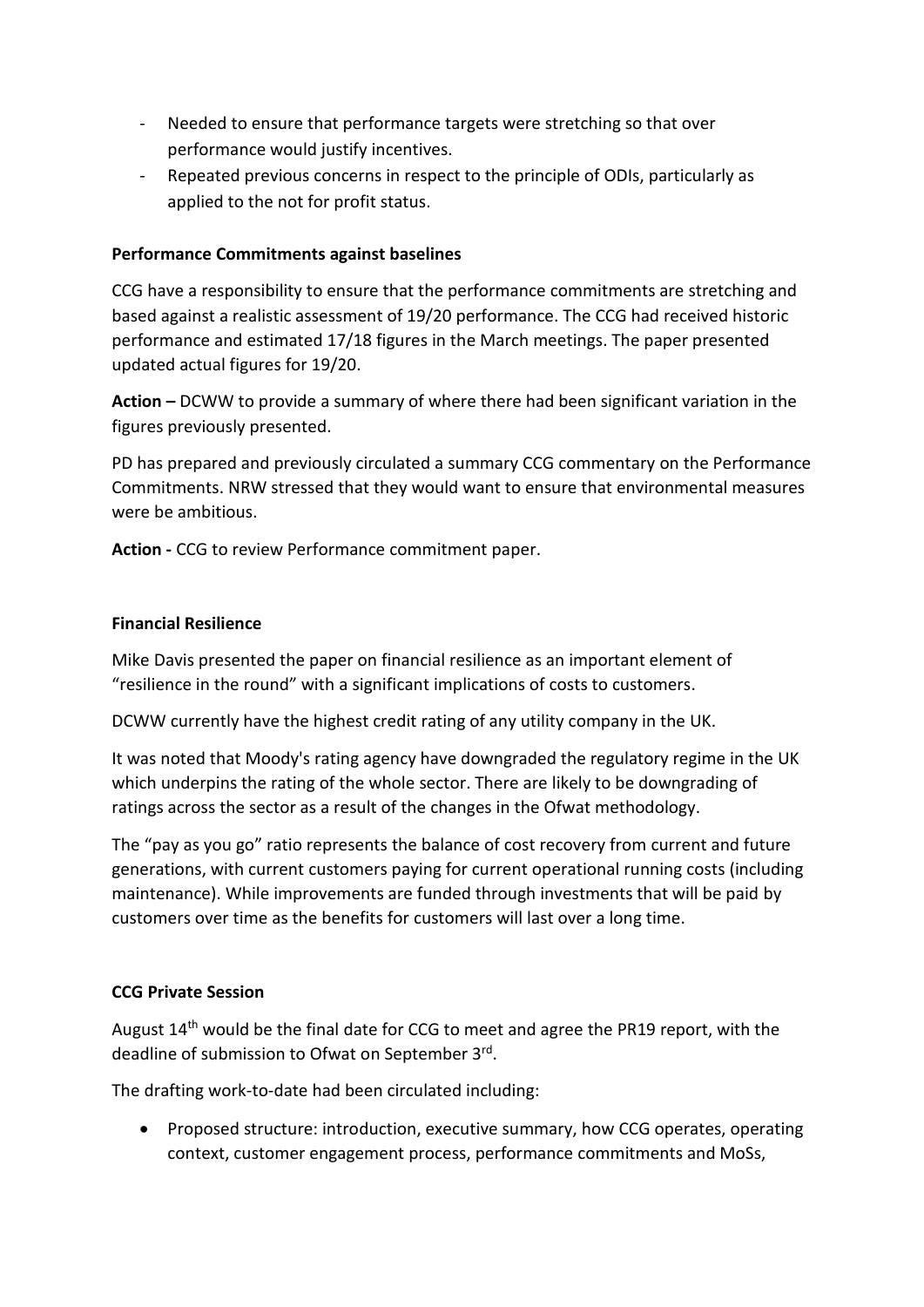- Needed to ensure that performance targets were stretching so that over performance would justify incentives.
- Repeated previous concerns in respect to the principle of ODIs, particularly as applied to the not for profit status.

**Performance Commitments against baselines**

CCG have a responsibility to ensure that the performance commitments are stretching and based against a realistic assessment of 19/20 performance. The CCG had received historic performance and estimated 17/18 figures in the March meetings. The paper presented updated actual figures for 19/20.

**Action –** DCWW to provide a summary of where there had been significant variation in the figures previously presented.

PD has prepared and previously circulated a summary CCG commentary on the Performance Commitments. NRW stressed that they would want to ensure that environmental measures were be ambitious.

**Action -** CCG to review Performance commitment paper.

**Financial Resilience**

Mike Davis presented the paper on financial resilience as an important element of "resilience in the round" with a significant implications of costs to customers.

DCWW currently have the highest credit rating of any utility company in the UK.

It was noted that Moody's rating agency have downgraded the regulatory regime in the UK which underpins the rating of the whole sector. There are likely to be downgrading of ratings across the sector as a result of the changes in the Ofwat methodology.

The "pay as you go" ratio represents the balance of cost recovery from current and future generations, with current customers paying for current operational running costs (including maintenance). While improvements are funded through investments that will be paid by customers over time as the benefits for customers will last over a long time.

**CCG Private Session**

August 14th would be the final date for CCG to meet and agree the PR19 report, with the deadline of submission to Ofwat on September 3rd.

The drafting work-to-date had been circulated including:

- Proposed structure: introduction, executive summary, how CCG operates, operating context, customer engagement process, performance commitments and MoSs,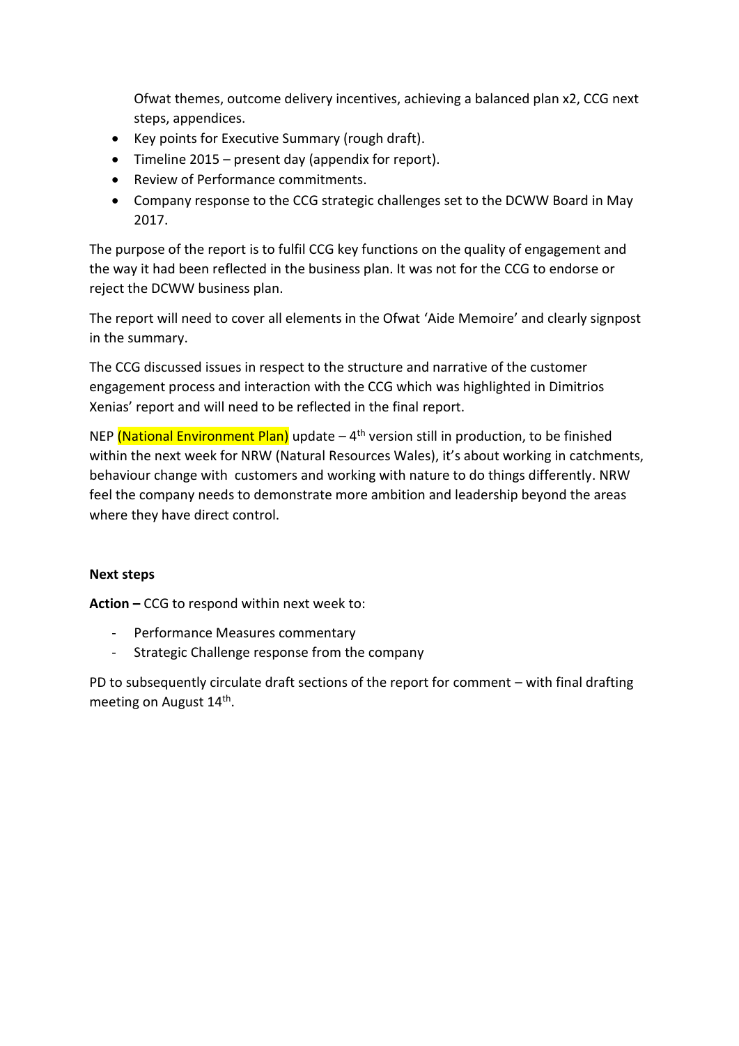Ofwat themes, outcome delivery incentives, achieving a balanced plan x2, CCG next steps, appendices.

- Key points for Executive Summary (rough draft).
- Timeline 2015 – present day (appendix for report).
- Review of Performance commitments.
- Company response to the CCG strategic challenges set to the DCWW Board in May 2017.

The purpose of the report is to fulfil CCG key functions on the quality of engagement and the way it had been reflected in the business plan. It was not for the CCG to endorse or reject the DCWW business plan.

The report will need to cover all elements in the Ofwat 'Aide Memoire' and clearly signpost in the summary.

The CCG discussed issues in respect to the structure and narrative of the customer engagement process and interaction with the CCG which was highlighted in Dimitrios Xenias' report and will need to be reflected in the final report.

NEP (National Environment Plan) update – 4th version still in production, to be finished within the next week for NRW (Natural Resources Wales), it's about working in catchments, behaviour change with customers and working with nature to do things differently. NRW feel the company needs to demonstrate more ambition and leadership beyond the areas where they have direct control.

**Next steps**

**Action –** CCG to respond within next week to:

- Performance Measures commentary
- Strategic Challenge response from the company

PD to subsequently circulate draft sections of the report for comment – with final drafting meeting on August 14th.